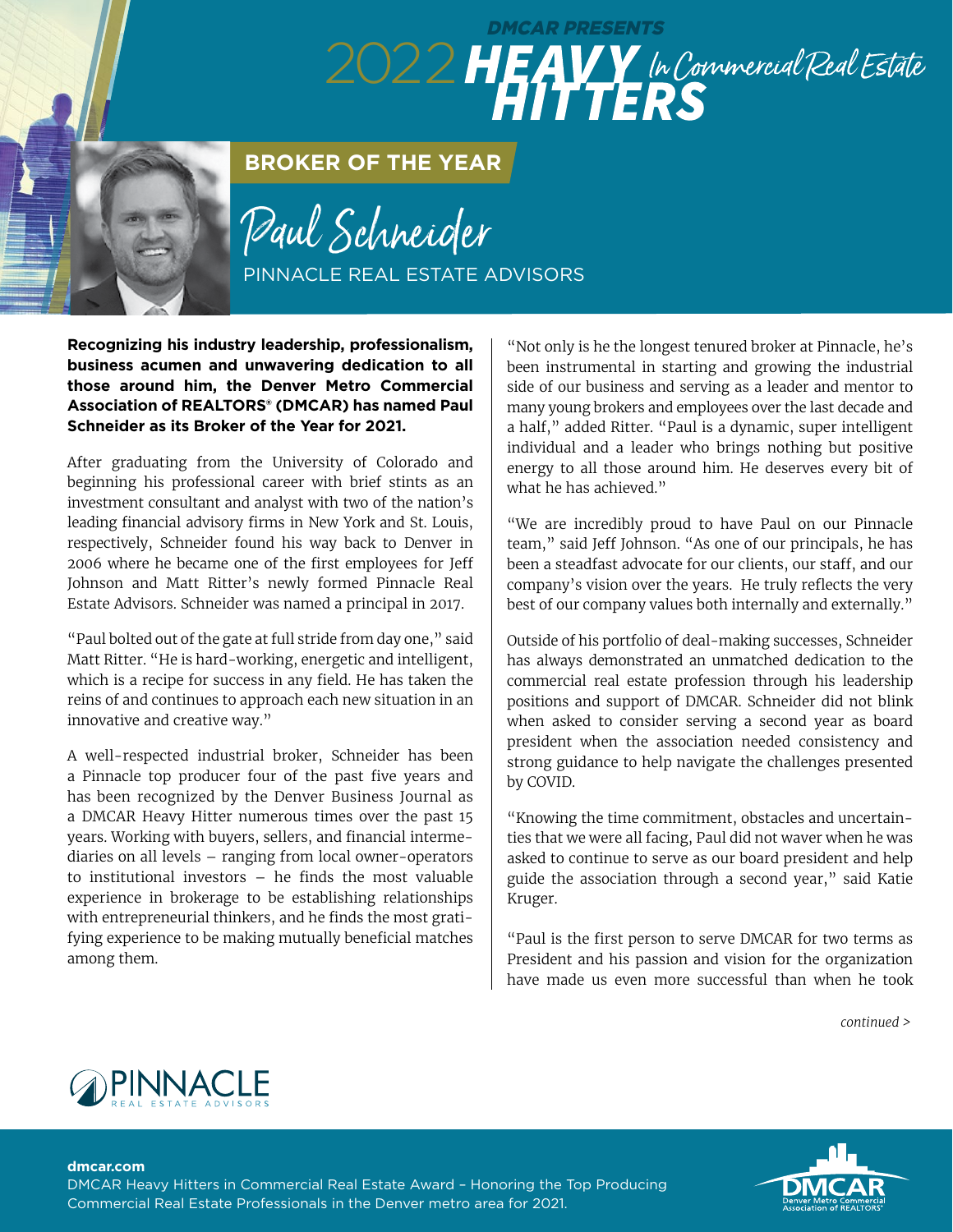DMCAR PRESENTS

# 2022 HEAVY HITTERS In Commercial Real Estate

## BROKER OF THE YEAR

## Paul Schneider

PINNACLE REAL ESTATE ADVISORS

**Recognizing his industry leadership, professionalism, business acumen and unwavering dedication to all those around him, the Denver Metro Commercial Association of REALTORS® (DMCAR) has named Paul Schneider as its Broker of the Year for 2021.**

After graduating from the University of Colorado and beginning his professional career with brief stints as an investment consultant and analyst with two of the nation's leading financial advisory firms in New York and St. Louis, respectively, Schneider found his way back to Denver in 2006 where he became one of the first employees for Jeff Johnson and Matt Ritter's newly formed Pinnacle Real Estate Advisors. Schneider was named a principal in 2017.

"Paul bolted out of the gate at full stride from day one," said Matt Ritter. "He is hard-working, energetic and intelligent, which is a recipe for success in any field. He has taken the reins of and continues to approach each new situation in an innovative and creative way."

A well-respected industrial broker, Schneider has been a Pinnacle top producer four of the past five years and has been recognized by the Denver Business Journal as a DMCAR Heavy Hitter numerous times over the past 15 years. Working with buyers, sellers, and financial intermediaries on all levels – ranging from local owner-operators to institutional investors – he finds the most valuable experience in brokerage to be establishing relationships with entrepreneurial thinkers, and he finds the most gratifying experience to be making mutually beneficial matches among them.

"Not only is he the longest tenured broker at Pinnacle, he's been instrumental in starting and growing the industrial side of our business and serving as a leader and mentor to many young brokers and employees over the last decade and a half," added Ritter. "Paul is a dynamic, super intelligent individual and a leader who brings nothing but positive energy to all those around him. He deserves every bit of what he has achieved."

"We are incredibly proud to have Paul on our Pinnacle team," said Jeff Johnson. "As one of our principals, he has been a steadfast advocate for our clients, our staff, and our company's vision over the years. He truly reflects the very best of our company values both internally and externally."

Outside of his portfolio of deal-making successes, Schneider has always demonstrated an unmatched dedication to the commercial real estate profession through his leadership positions and support of DMCAR. Schneider did not blink when asked to consider serving a second year as board president when the association needed consistency and strong guidance to help navigate the challenges presented by COVID.

"Knowing the time commitment, obstacles and uncertainties that we were all facing, Paul did not waver when he was asked to continue to serve as our board president and help guide the association through a second year," said Katie Kruger.

"Paul is the first person to serve DMCAR for two terms as President and his passion and vision for the organization have made us even more successful than when he took

*continued >*

PINNACLE REAL ESTATE ADVISORS

**dmcar.com**
DMCAR Heavy Hitters in Commercial Real Estate Award – Honoring the Top Producing Commercial Real Estate Professionals in the Denver metro area for 2021.

DMCAR Denver Metro Commercial Association of REALTORS®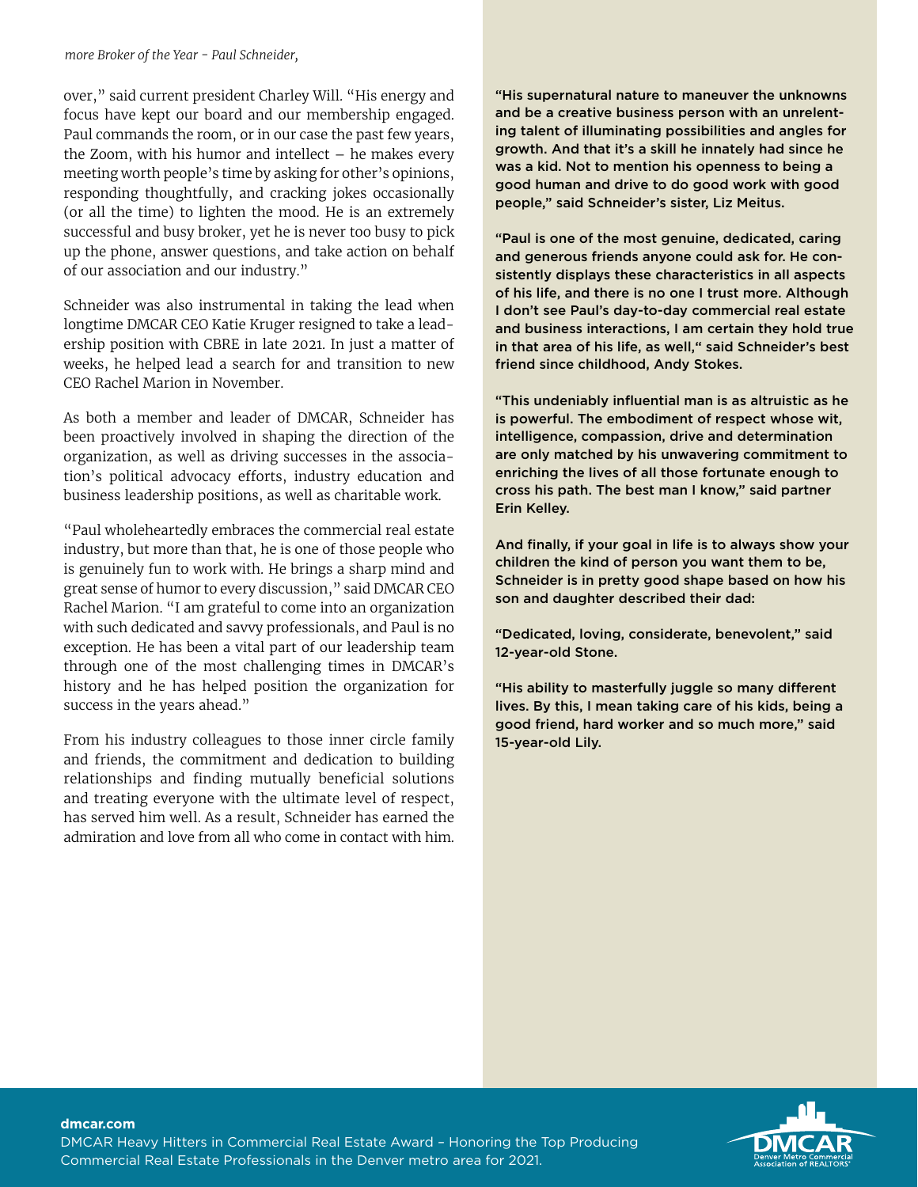*more Broker of the Year - Paul Schneider,*

over," said current president Charley Will. "His energy and focus have kept our board and our membership engaged. Paul commands the room, or in our case the past few years, the Zoom, with his humor and intellect – he makes every meeting worth people's time by asking for other's opinions, responding thoughtfully, and cracking jokes occasionally (or all the time) to lighten the mood. He is an extremely successful and busy broker, yet he is never too busy to pick up the phone, answer questions, and take action on behalf of our association and our industry."

Schneider was also instrumental in taking the lead when longtime DMCAR CEO Katie Kruger resigned to take a leadership position with CBRE in late 2021. In just a matter of weeks, he helped lead a search for and transition to new CEO Rachel Marion in November.

As both a member and leader of DMCAR, Schneider has been proactively involved in shaping the direction of the organization, as well as driving successes in the association's political advocacy efforts, industry education and business leadership positions, as well as charitable work.

"Paul wholeheartedly embraces the commercial real estate industry, but more than that, he is one of those people who is genuinely fun to work with. He brings a sharp mind and great sense of humor to every discussion," said DMCAR CEO Rachel Marion. "I am grateful to come into an organization with such dedicated and savvy professionals, and Paul is no exception. He has been a vital part of our leadership team through one of the most challenging times in DMCAR's history and he has helped position the organization for success in the years ahead."

From his industry colleagues to those inner circle family and friends, the commitment and dedication to building relationships and finding mutually beneficial solutions and treating everyone with the ultimate level of respect, has served him well. As a result, Schneider has earned the admiration and love from all who come in contact with him.

**"His supernatural nature to maneuver the unknowns and be a creative business person with an unrelenting talent of illuminating possibilities and angles for growth. And that it's a skill he innately had since he was a kid. Not to mention his openness to being a good human and drive to do good work with good people," said Schneider's sister, Liz Meitus.**

**"Paul is one of the most genuine, dedicated, caring and generous friends anyone could ask for. He consistently displays these characteristics in all aspects of his life, and there is no one I trust more. Although I don't see Paul's day-to-day commercial real estate and business interactions, I am certain they hold true in that area of his life, as well," said Schneider's best friend since childhood, Andy Stokes.**

**"This undeniably influential man is as altruistic as he is powerful. The embodiment of respect whose wit, intelligence, compassion, drive and determination are only matched by his unwavering commitment to enriching the lives of all those fortunate enough to cross his path. The best man I know," said partner Erin Kelley.**

**And finally, if your goal in life is to always show your children the kind of person you want them to be, Schneider is in pretty good shape based on how his son and daughter described their dad:**

**"Dedicated, loving, considerate, benevolent," said 12-year-old Stone.**

**"His ability to masterfully juggle so many different lives. By this, I mean taking care of his kids, being a good friend, hard worker and so much more," said 15-year-old Lily.**